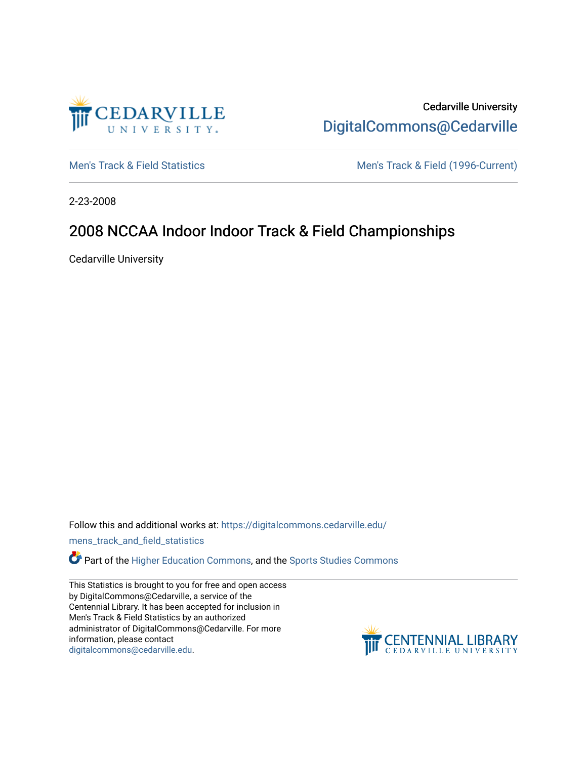Cedarville University
DigitalCommons@Cedarville

Men's Track & Field Statistics

Men's Track & Field (1996-Current)

2-23-2008

# 2008 NCCAA Indoor Indoor Track & Field Championships

Cedarville University

Follow this and additional works at: https://digitalcommons.cedarville.edu/mens_track_and_field_statistics

Part of the Higher Education Commons, and the Sports Studies Commons

This Statistics is brought to you for free and open access by DigitalCommons@Cedarville, a service of the Centennial Library. It has been accepted for inclusion in Men's Track & Field Statistics by an authorized administrator of DigitalCommons@Cedarville. For more information, please contact digitalcommons@cedarville.edu.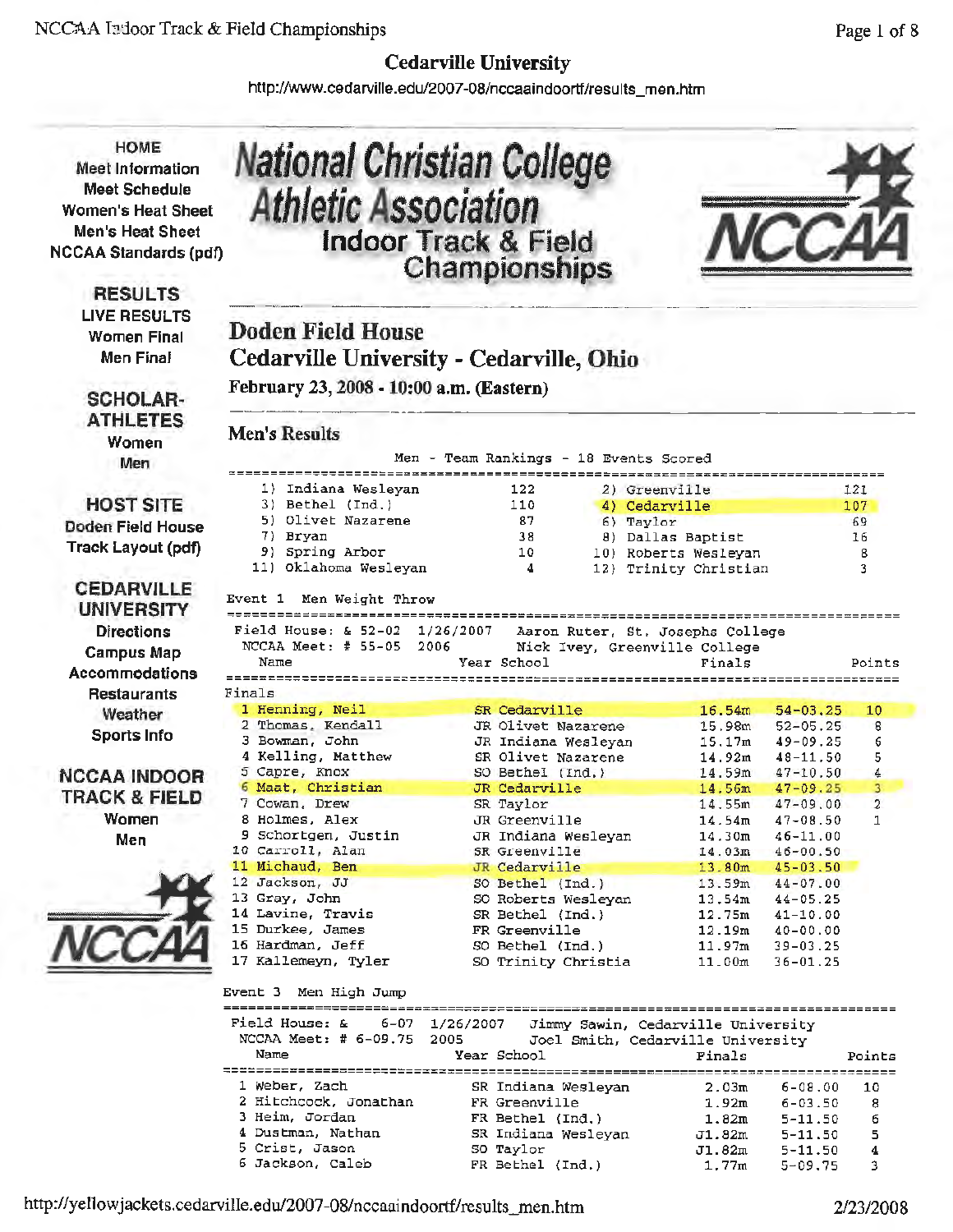# Cedarville University

http://www.cedarville.edu/2007-08/nccaaindoortf/results_men.htm

HOME
Meet Information
Meet Schedule
Women's Heat Sheet
Men's Heat Sheet
NCCAA Standards (pdf)

**RESULTS**
LIVE RESULTS
Women Final
Men Final

**SCHOLAR-ATHLETES**
Women
Men

**HOST SITE**
Doden Field House
Track Layout (pdf)

**CEDARVILLE UNIVERSITY**
Directions
Campus Map
Accommodations
Restaurants
Weather
Sports Info

**NCCAA INDOOR TRACK & FIELD**
Women
Men

# National Christian College Athletic Association Indoor Track & Field Championships

## Doden Field House
## Cedarville University - Cedarville, Ohio

**February 23, 2008 - 10:00 a.m. (Eastern)**

## Men's Results

Men - Team Rankings - 18 Events Scored

| Place | Team | Points | Place | Team | Points |
|---|---|---|---|---|---|
| 1) | Indiana Wesleyan | 122 | 2) | Greenville | 121 |
| 3) | Bethel (Ind.) | 110 | 4) | Cedarville | 107 |
| 5) | Olivet Nazarene | 87 | 6) | Taylor | 69 |
| 7) | Bryan | 38 | 8) | Dallas Baptist | 16 |
| 9) | Spring Arbor | 10 | 10) | Roberts Wesleyan | 8 |
| 11) | Oklahoma Wesleyan | 4 | 12) | Trinity Christian | 3 |

### Event 1 Men Weight Throw

Field House: & 52-02 1/26/2007 Aaron Ruter, St. Josephs College
NCCAA Meet: # 55-05 2006 Nick Ivey, Greenville College

Finals

| | Name | Year | School | Finals | | Points |
|---|---|---|---|---|---|---|
| 1 | Henning, Neil | SR | Cedarville | 16.54m | 54-03.25 | 10 |
| 2 | Thomas, Kendall | JR | Olivet Nazarene | 15.98m | 52-05.25 | 8 |
| 3 | Bowman, John | JR | Indiana Wesleyan | 15.17m | 49-09.25 | 6 |
| 4 | Kelling, Matthew | SR | Olivet Nazarene | 14.92m | 48-11.50 | 5 |
| 5 | Capre, Knox | SO | Bethel (Ind.) | 14.59m | 47-10.50 | 4 |
| 6 | Maat, Christian | JR | Cedarville | 14.56m | 47-09.25 | 3 |
| 7 | Cowan, Drew | SR | Taylor | 14.55m | 47-09.00 | 2 |
| 8 | Holmes, Alex | JR | Greenville | 14.54m | 47-08.50 | 1 |
| 9 | Schortgen, Justin | JR | Indiana Wesleyan | 14.30m | 46-11.00 | |
| 10 | Carroll, Alan | SR | Greenville | 14.03m | 46-00.50 | |
| 11 | Michaud, Ben | JR | Cedarville | 13.80m | 45-03.50 | |
| 12 | Jackson, JJ | SO | Bethel (Ind.) | 13.59m | 44-07.00 | |
| 13 | Gray, John | SO | Roberts Wesleyan | 13.54m | 44-05.25 | |
| 14 | Lavine, Travis | SR | Bethel (Ind.) | 12.75m | 41-10.00 | |
| 15 | Durkee, James | FR | Greenville | 12.19m | 40-00.00 | |
| 16 | Hardman, Jeff | SO | Bethel (Ind.) | 11.97m | 39-03.25 | |
| 17 | Kallemeyn, Tyler | SO | Trinity Christia | 11.00m | 36-01.25 | |

### Event 3 Men High Jump

Field House: & 6-07 1/26/2007 Jimmy Sawin, Cedarville University
NCCAA Meet: # 6-09.75 2005 Joel Smith, Cedarville University

| | Name | Year | School | Finals | | Points |
|---|---|---|---|---|---|---|
| 1 | Weber, Zach | SR | Indiana Wesleyan | 2.03m | 6-08.00 | 10 |
| 2 | Hitchcock, Jonathan | FR | Greenville | 1.92m | 6-03.50 | 8 |
| 3 | Heim, Jordan | FR | Bethel (Ind.) | 1.82m | 5-11.50 | 6 |
| 4 | Dustman, Nathan | SR | Indiana Wesleyan | J1.82m | 5-11.50 | 5 |
| 5 | Crist, Jason | SO | Taylor | J1.82m | 5-11.50 | 4 |
| 6 | Jackson, Caleb | FR | Bethel (Ind.) | 1.77m | 5-09.75 | 3 |

http://yellowjackets.cedarville.edu/2007-08/nccaaindoortf/results_men.htm 2/23/2008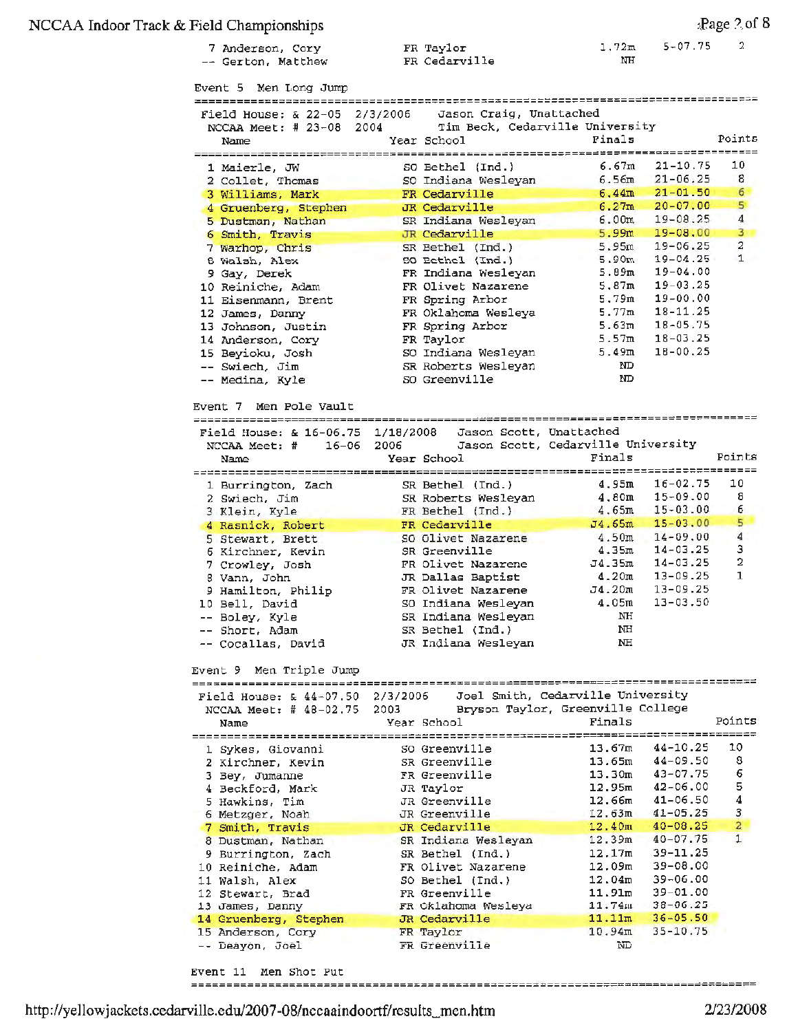| Place | Name | Year | School | Finals | | Points |
|---|---|---|---|---|---|---|
| 7 | Anderson, Cory | FR | Taylor | 1.72m | 5-07.75 | 2 |
| -- | Gerton, Matthew | FR | Cedarville | NH | | |

## Event 5 Men Long Jump

Field House: & 22-05 2/3/2006 Jason Craig, Unattached
NCCAA Meet: # 23-08 2004 Tim Beck, Cedarville University

| Place | Name | Year | School | Finals | | Points |
|---|---|---|---|---|---|---|
| 1 | Maierle, JW | SO | Bethel (Ind.) | 6.67m | 21-10.75 | 10 |
| 2 | Collet, Thomas | SO | Indiana Wesleyan | 6.56m | 21-06.25 | 8 |
| 3 | Williams, Mark | FR | Cedarville | 6.44m | 21-01.50 | 6 |
| 4 | Gruenberg, Stephen | JR | Cedarville | 6.27m | 20-07.00 | 5 |
| 5 | Dustman, Nathan | SR | Indiana Wesleyan | 6.00m | 19-08.25 | 4 |
| 6 | Smith, Travis | JR | Cedarville | 5.99m | 19-08.00 | 3 |
| 7 | Warhop, Chris | SR | Bethel (Ind.) | 5.95m | 19-06.25 | 2 |
| 8 | Walsh, Alex | SO | Bethel (Ind.) | 5.90m | 19-04.25 | 1 |
| 9 | Gay, Derek | FR | Indiana Wesleyan | 5.89m | 19-04.00 | |
| 10 | Reiniche, Adam | FR | Olivet Nazarene | 5.87m | 19-03.25 | |
| 11 | Eisenmann, Brent | FR | Spring Arbor | 5.79m | 19-00.00 | |
| 12 | James, Danny | FR | Oklahoma Wesleya | 5.77m | 18-11.25 | |
| 13 | Johnson, Justin | FR | Spring Arbor | 5.63m | 18-05.75 | |
| 14 | Anderson, Cory | FR | Taylor | 5.57m | 18-03.25 | |
| 15 | Beyioku, Josh | SO | Indiana Wesleyan | 5.49m | 18-00.25 | |
| -- | Swiech, Jim | SR | Roberts Wesleyan | ND | | |
| -- | Medina, Kyle | SO | Greenville | ND | | |

## Event 7 Men Pole Vault

Field House: & 16-06.75 1/18/2008 Jason Scott, Unattached
NCCAA Meet: # 16-06 2006 Jason Scott, Cedarville University

| Place | Name | Year | School | Finals | | Points |
|---|---|---|---|---|---|---|
| 1 | Burrington, Zach | SR | Bethel (Ind.) | 4.95m | 16-02.75 | 10 |
| 2 | Swiech, Jim | SR | Roberts Wesleyan | 4.80m | 15-09.00 | 8 |
| 3 | Klein, Kyle | FR | Bethel (Ind.) | 4.65m | 15-03.00 | 6 |
| 4 | Rasnick, Robert | FR | Cedarville | J4.65m | 15-03.00 | 5 |
| 5 | Stewart, Brett | SO | Olivet Nazarene | 4.50m | 14-09.00 | 4 |
| 6 | Kirchner, Kevin | SR | Greenville | 4.35m | 14-03.25 | 3 |
| 7 | Crowley, Josh | FR | Olivet Nazarene | J4.35m | 14-03.25 | 2 |
| 8 | Vann, John | JR | Dallas Baptist | 4.20m | 13-09.25 | 1 |
| 9 | Hamilton, Philip | FR | Olivet Nazarene | J4.20m | 13-09.25 | |
| 10 | Bell, David | SO | Indiana Wesleyan | 4.05m | 13-03.50 | |
| -- | Boley, Kyle | SR | Indiana Wesleyan | NH | | |
| -- | Short, Adam | SR | Bethel (Ind.) | NH | | |
| -- | Cocallas, David | JR | Indiana Wesleyan | NH | | |

## Event 9 Men Triple Jump

Field House: & 44-07.50 2/3/2006 Joel Smith, Cedarville University
NCCAA Meet: # 48-02.75 2003 Bryson Taylor, Greenville College

| Place | Name | Year | School | Finals | | Points |
|---|---|---|---|---|---|---|
| 1 | Sykes, Giovanni | SO | Greenville | 13.67m | 44-10.25 | 10 |
| 2 | Kirchner, Kevin | SR | Greenville | 13.65m | 44-09.50 | 8 |
| 3 | Bey, Jumanne | FR | Greenville | 13.30m | 43-07.75 | 6 |
| 4 | Beckford, Mark | JR | Taylor | 12.95m | 42-06.00 | 5 |
| 5 | Hawkins, Tim | JR | Greenville | 12.66m | 41-06.50 | 4 |
| 6 | Metzger, Noah | JR | Greenville | 12.63m | 41-05.25 | 3 |
| 7 | Smith, Travis | JR | Cedarville | 12.40m | 40-08.25 | 2 |
| 8 | Dustman, Nathan | SR | Indiana Wesleyan | 12.39m | 40-07.75 | 1 |
| 9 | Burrington, Zach | SR | Bethel (Ind.) | 12.17m | 39-11.25 | |
| 10 | Reiniche, Adam | FR | Olivet Nazarene | 12.09m | 39-08.00 | |
| 11 | Walsh, Alex | SO | Bethel (Ind.) | 12.04m | 39-06.00 | |
| 12 | Stewart, Brad | FR | Greenville | 11.91m | 39-01.00 | |
| 13 | James, Danny | FR | Oklahoma Wesleya | 11.74m | 38-06.25 | |
| 14 | Gruenberg, Stephen | JR | Cedarville | 11.11m | 36-05.50 | |
| 15 | Anderson, Cory | FR | Taylor | 10.94m | 35-10.75 | |
| -- | Deayon, Joel | FR | Greenville | ND | | |

## Event 11 Men Shot Put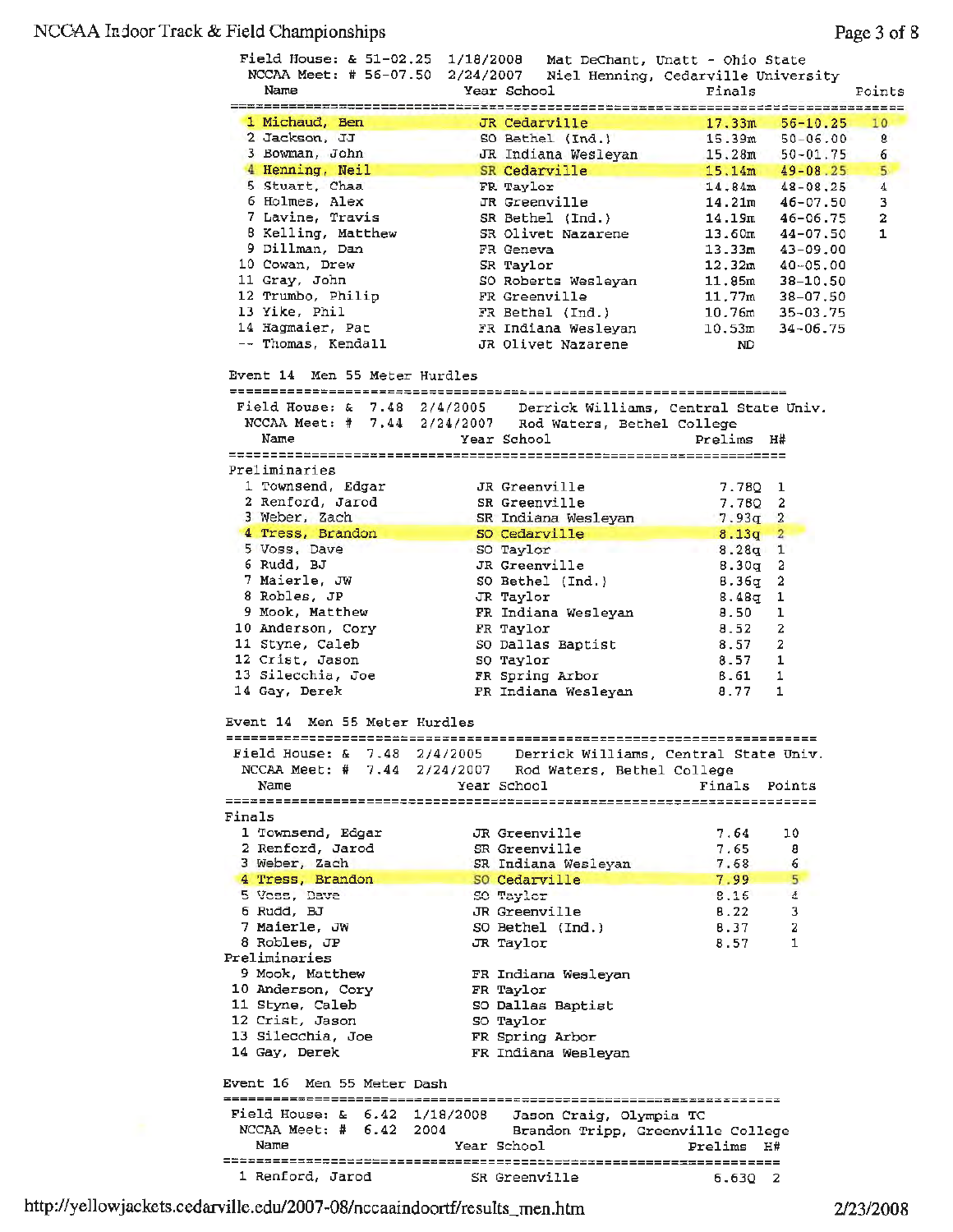Field House: & 51-02.25 1/18/2008 Mat DeChant, Unatt - Ohio State
NCCAA Meet: # 56-07.50 2/24/2007 Niel Henning, Cedarville University

| | Name | Year | School | Finals | | Points |
|---|---|---|---|---|---|---|
| 1 | Michaud, Ben | JR | Cedarville | 17.33m | 56-10.25 | 10 |
| 2 | Jackson, JJ | SO | Bethel (Ind.) | 15.39m | 50-06.00 | 8 |
| 3 | Bowman, John | JR | Indiana Wesleyan | 15.28m | 50-01.75 | 6 |
| 4 | Henning, Neil | SR | Cedarville | 15.14m | 49-08.25 | 5 |
| 5 | Stuart, Chad | FR | Taylor | 14.84m | 48-08.25 | 4 |
| 6 | Holmes, Alex | JR | Greenville | 14.21m | 46-07.50 | 3 |
| 7 | Lavine, Travis | SR | Bethel (Ind.) | 14.19m | 46-06.75 | 2 |
| 8 | Kelling, Matthew | SR | Olivet Nazarene | 13.60m | 44-07.50 | 1 |
| 9 | Dillman, Dan | FR | Geneva | 13.33m | 43-09.00 | |
| 10 | Cowan, Drew | SR | Taylor | 12.32m | 40-05.00 | |
| 11 | Gray, John | SO | Roberts Wesleyan | 11.85m | 38-10.50 | |
| 12 | Trumbo, Philip | FR | Greenville | 11.77m | 38-07.50 | |
| 13 | Yike, Phil | FR | Bethel (Ind.) | 10.76m | 35-03.75 | |
| 14 | Hagmaier, Pat | FR | Indiana Wesleyan | 10.53m | 34-06.75 | |
| -- | Thomas, Kendall | JR | Olivet Nazarene | ND | | |

## Event 14 Men 55 Meter Hurdles

Field House: & 7.48 2/4/2005 Derrick Williams, Central State Univ.
NCCAA Meet: # 7.44 2/24/2007 Rod Waters, Bethel College

Preliminaries

| | Name | Year | School | Prelims | H# |
|---|---|---|---|---|---|
| 1 | Townsend, Edgar | JR | Greenville | 7.78Q | 1 |
| 2 | Renford, Jarod | SR | Greenville | 7.78Q | 2 |
| 3 | Weber, Zach | SR | Indiana Wesleyan | 7.93q | 2 |
| 4 | Tress, Brandon | SO | Cedarville | 8.13q | 2 |
| 5 | Voss, Dave | SO | Taylor | 8.28q | 1 |
| 6 | Rudd, BJ | JR | Greenville | 8.30q | 2 |
| 7 | Maierle, JW | SO | Bethel (Ind.) | 8.36q | 2 |
| 8 | Robles, JP | JR | Taylor | 8.48q | 1 |
| 9 | Mook, Matthew | FR | Indiana Wesleyan | 8.50 | 1 |
| 10 | Anderson, Cory | FR | Taylor | 8.52 | 2 |
| 11 | Styne, Caleb | SO | Dallas Baptist | 8.57 | 2 |
| 12 | Crist, Jason | SO | Taylor | 8.57 | 1 |
| 13 | Silecchia, Joe | FR | Spring Arbor | 8.61 | 1 |
| 14 | Gay, Derek | FR | Indiana Wesleyan | 8.77 | 1 |

## Event 14 Men 55 Meter Hurdles

Field House: & 7.48 2/4/2005 Derrick Williams, Central State Univ.
NCCAA Meet: # 7.44 2/24/2007 Rod Waters, Bethel College

| | Name | Year | School | Finals | Points |
|---|---|---|---|---|---|
| **Finals** | | | | | |
| 1 | Townsend, Edgar | JR | Greenville | 7.64 | 10 |
| 2 | Renford, Jarod | SR | Greenville | 7.65 | 8 |
| 3 | Weber, Zach | SR | Indiana Wesleyan | 7.68 | 6 |
| 4 | Tress, Brandon | SO | Cedarville | 7.99 | 5 |
| 5 | Voss, Dave | SO | Taylor | 8.16 | 4 |
| 6 | Rudd, BJ | JR | Greenville | 8.22 | 3 |
| 7 | Maierle, JW | SO | Bethel (Ind.) | 8.37 | 2 |
| 8 | Robles, JP | JR | Taylor | 8.57 | 1 |
| **Preliminaries** | | | | | |
| 9 | Mook, Matthew | FR | Indiana Wesleyan | | |
| 10 | Anderson, Cory | FR | Taylor | | |
| 11 | Styne, Caleb | SO | Dallas Baptist | | |
| 12 | Crist, Jason | SO | Taylor | | |
| 13 | Silecchia, Joe | FR | Spring Arbor | | |
| 14 | Gay, Derek | FR | Indiana Wesleyan | | |

## Event 16 Men 55 Meter Dash

Field House: & 6.42 1/18/2008 Jason Craig, Olympia TC
NCCAA Meet: # 6.42 2004 Brandon Tripp, Greenville College

| | Name | Year | School | Prelims | H# |
|---|---|---|---|---|---|
| 1 | Renford, Jarod | SR | Greenville | 6.63Q | 2 |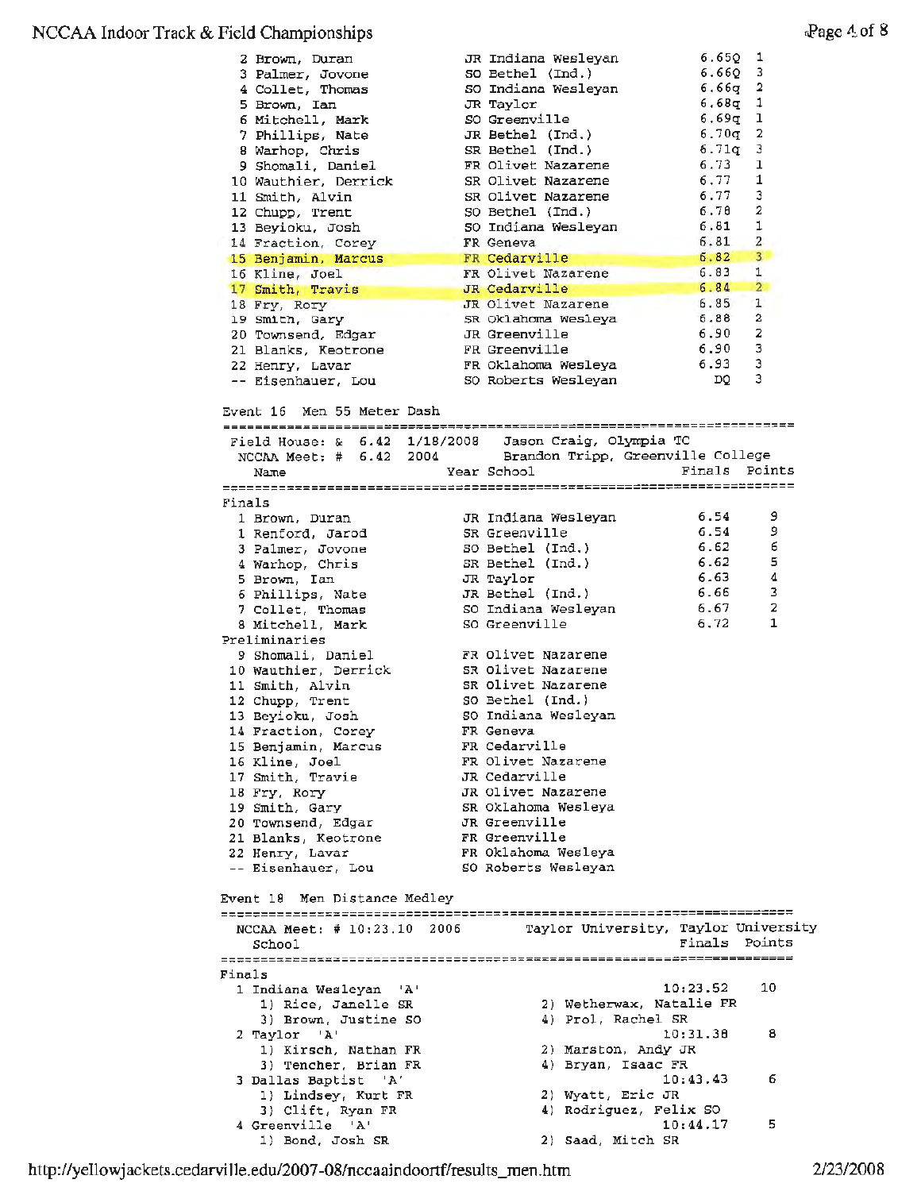| Place | Name | Year | School | Time | Heat |
|---|---|---|---|---|---|
| 2 | Brown, Duran | JR | Indiana Wesleyan | 6.65Q | 1 |
| 3 | Palmer, Jovone | SO | Bethel (Ind.) | 6.66Q | 3 |
| 4 | Collet, Thomas | SO | Indiana Wesleyan | 6.66q | 2 |
| 5 | Brown, Ian | JR | Taylor | 6.68q | 1 |
| 6 | Mitchell, Mark | SO | Greenville | 6.69q | 1 |
| 7 | Phillips, Nate | JR | Bethel (Ind.) | 6.70q | 2 |
| 8 | Warhop, Chris | SR | Bethel (Ind.) | 6.71q | 3 |
| 9 | Shomali, Daniel | FR | Olivet Nazarene | 6.73 | 1 |
| 10 | Wauthier, Derrick | SR | Olivet Nazarene | 6.77 | 1 |
| 11 | Smith, Alvin | SR | Olivet Nazarene | 6.77 | 3 |
| 12 | Chupp, Trent | SO | Bethel (Ind.) | 6.78 | 2 |
| 13 | Beyioku, Josh | SO | Indiana Wesleyan | 6.81 | 1 |
| 14 | Fraction, Corey | FR | Geneva | 6.81 | 2 |
| 15 | Benjamin, Marcus | FR | Cedarville | 6.82 | 3 |
| 16 | Kline, Joel | FR | Olivet Nazarene | 6.83 | 1 |
| 17 | Smith, Travis | JR | Cedarville | 6.84 | 2 |
| 18 | Fry, Rory | JR | Olivet Nazarene | 6.85 | 1 |
| 19 | Smith, Gary | SR | Oklahoma Wesleya | 6.88 | 2 |
| 20 | Townsend, Edgar | JR | Greenville | 6.90 | 2 |
| 21 | Blanks, Keotrone | FR | Greenville | 6.90 | 3 |
| 22 | Henry, Lavar | FR | Oklahoma Wesleya | 6.93 | 3 |
| -- | Eisenhauer, Lou | SO | Roberts Wesleyan | DQ | 3 |

## Event 16 Men 55 Meter Dash

Field House: & 6.42 1/18/2008 Jason Craig, Olympia TC
NCCAA Meet: # 6.42 2004 Brandon Tripp, Greenville College

**Finals**

| Place | Name | Year | School | Finals | Points |
|---|---|---|---|---|---|
| 1 | Brown, Duran | JR | Indiana Wesleyan | 6.54 | 9 |
| 1 | Renford, Jarod | SR | Greenville | 6.54 | 9 |
| 3 | Palmer, Jovone | SO | Bethel (Ind.) | 6.62 | 6 |
| 4 | Warhop, Chris | SR | Bethel (Ind.) | 6.62 | 5 |
| 5 | Brown, Ian | JR | Taylor | 6.63 | 4 |
| 6 | Phillips, Nate | JR | Bethel (Ind.) | 6.66 | 3 |
| 7 | Collet, Thomas | SO | Indiana Wesleyan | 6.67 | 2 |
| 8 | Mitchell, Mark | SO | Greenville | 6.72 | 1 |

**Preliminaries**

| Place | Name | Year | School |
|---|---|---|---|
| 9 | Shomali, Daniel | FR | Olivet Nazarene |
| 10 | Wauthier, Derrick | SR | Olivet Nazarene |
| 11 | Smith, Alvin | SR | Olivet Nazarene |
| 12 | Chupp, Trent | SO | Bethel (Ind.) |
| 13 | Beyioku, Josh | SO | Indiana Wesleyan |
| 14 | Fraction, Corey | FR | Geneva |
| 15 | Benjamin, Marcus | FR | Cedarville |
| 16 | Kline, Joel | FR | Olivet Nazarene |
| 17 | Smith, Travis | JR | Cedarville |
| 18 | Fry, Rory | JR | Olivet Nazarene |
| 19 | Smith, Gary | SR | Oklahoma Wesleya |
| 20 | Townsend, Edgar | JR | Greenville |
| 21 | Blanks, Keotrone | FR | Greenville |
| 22 | Henry, Lavar | FR | Oklahoma Wesleya |
| -- | Eisenhauer, Lou | SO | Roberts Wesleyan |

## Event 18 Men Distance Medley

NCCAA Meet: # 10:23.10 2006 Taylor University, Taylor University

**Finals**

| Place | School | Finals | Points |
|---|---|---|---|
| 1 | Indiana Wesleyan 'A' | 10:23.52 | 10 |
| | 1) Rice, Janelle SR; 2) Wetherwax, Natalie FR; 3) Brown, Justine SO; 4) Prol, Rachel SR | | |
| 2 | Taylor 'A' | 10:31.38 | 8 |
| | 1) Kirsch, Nathan FR; 2) Marston, Andy JR; 3) Tencher, Brian FR; 4) Bryan, Isaac FR | | |
| 3 | Dallas Baptist 'A' | 10:43.43 | 6 |
| | 1) Lindsey, Kurt FR; 2) Wyatt, Eric JR; 3) Clift, Ryan FR; 4) Rodriguez, Felix SO | | |
| 4 | Greenville 'A' | 10:44.17 | 5 |
| | 1) Bond, Josh SR; 2) Saad, Mitch SR | | |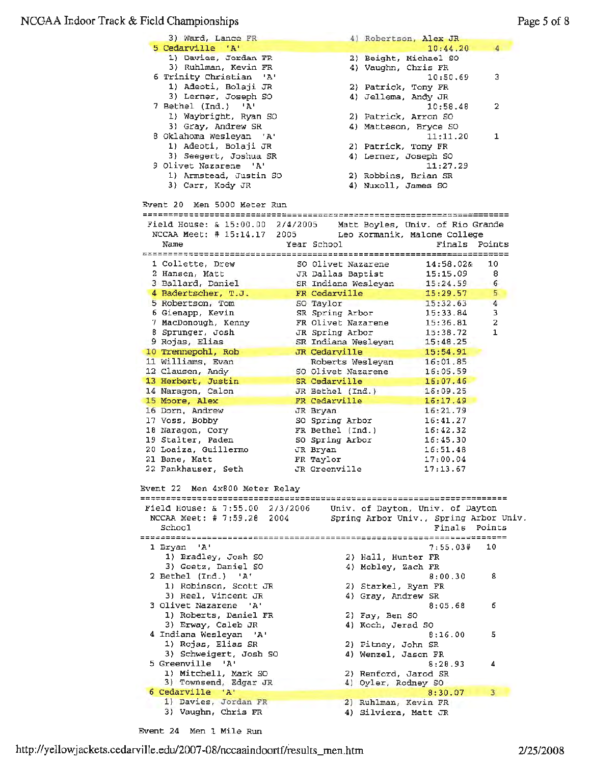3) Ward, Lance FR — 4) Robertson, Alex JR

| Place | School | Finals | Points |
|---|---|---|---|
| 5 | Cedarville 'A' | 10:44.20 | 4 |
| | 1) Davies, Jordan FR; 2) Beight, Michael SO; 3) Ruhlman, Kevin FR; 4) Vaughn, Chris FR | | |
| 6 | Trinity Christian 'A' | 10:50.69 | 3 |
| | 1) Adeoti, Bolaji JR; 2) Patrick, Tony FR; 3) Lerner, Joseph SO; 4) Jellema, Andy JR | | |
| 7 | Bethel (Ind.) 'A' | 10:58.48 | 2 |
| | 1) Waybright, Ryan SO; 2) Patrick, Arron SO; 3) Gray, Andrew SR; 4) Matteson, Bryce SO | | |
| 8 | Oklahoma Wesleyan 'A' | 11:11.20 | 1 |
| | 1) Adeoti, Bolaji JR; 2) Patrick, Tony FR; 3) Seegert, Joshua SR; 4) Lerner, Joseph SO | | |
| 9 | Olivet Nazarene 'A' | 11:27.29 | |
| | 1) Armstead, Justin SO; 2) Robbins, Brian SR; 3) Carr, Kody JR; 4) Nuxoll, James SO | | |

## Event 20 Men 5000 Meter Run

Field House: & 15:00.00 2/4/2005 Matt Boyles, Univ. of Rio Grande
NCCAA Meet: # 15:14.17 2005 Leo Kormanik, Malone College

| Place | Name | Year | School | Finals | Points |
|---|---|---|---|---|---|
| 1 | Collette, Drew | SO | Olivet Nazarene | 14:58.02& | 10 |
| 2 | Hansen, Matt | JR | Dallas Baptist | 15:15.09 | 8 |
| 3 | Ballard, Daniel | SR | Indiana Wesleyan | 15:24.59 | 6 |
| 4 | Badertscher, T.J. | FR | Cedarville | 15:29.57 | 5 |
| 5 | Robertson, Tom | SO | Taylor | 15:32.63 | 4 |
| 6 | Gienapp, Kevin | SR | Spring Arbor | 15:33.84 | 3 |
| 7 | MacDonough, Kenny | FR | Olivet Nazarene | 15:36.81 | 2 |
| 8 | Sprunger, Josh | JR | Spring Arbor | 15:38.72 | 1 |
| 9 | Rojas, Elias | SR | Indiana Wesleyan | 15:48.25 | |
| 10 | Trennepohl, Rob | JR | Cedarville | 15:54.91 | |
| 11 | Williams, Evan | | Roberts Wesleyan | 16:01.85 | |
| 12 | Clausen, Andy | SO | Olivet Nazarene | 16:05.59 | |
| 13 | Herbert, Justin | SR | Cedarville | 16:07.46 | |
| 14 | Naragon, Calon | JR | Bethel (Ind.) | 16:09.25 | |
| 15 | Moore, Alex | FR | Cedarville | 16:17.49 | |
| 16 | Dorn, Andrew | JR | Bryan | 16:21.79 | |
| 17 | Voss, Bobby | SO | Spring Arbor | 16:41.27 | |
| 18 | Naragon, Cory | FR | Bethel (Ind.) | 16:42.32 | |
| 19 | Stalter, Paden | SO | Spring Arbor | 16:45.30 | |
| 20 | Loaiza, Guillermo | JR | Bryan | 16:51.48 | |
| 21 | Bane, Matt | FR | Taylor | 17:00.04 | |
| 22 | Fankhauser, Seth | JR | Greenville | 17:13.67 | |

## Event 22 Men 4x800 Meter Relay

Field House: & 7:55.00 2/3/2006 Univ. of Dayton, Univ. of Dayton
NCCAA Meet: # 7:59.28 2004 Spring Arbor Univ., Spring Arbor Univ.

| Place | School | Finals | Points |
|---|---|---|---|
| 1 | Bryan 'A' | 7:55.03# | 10 |
| | 1) Bradley, Josh SO; 2) Hall, Hunter FR; 3) Goetz, Daniel SO; 4) Mobley, Zach FR | | |
| 2 | Bethel (Ind.) 'A' | 8:00.30 | 8 |
| | 1) Robinson, Scott JR; 2) Starkel, Ryan FR; 3) Reel, Vincent JR; 4) Gray, Andrew SR | | |
| 3 | Olivet Nazarene 'A' | 8:05.68 | 6 |
| | 1) Roberts, Daniel FR; 2) Fay, Ben SO; 3) Erway, Caleb JR; 4) Koch, Jerad SO | | |
| 4 | Indiana Wesleyan 'A' | 8:16.00 | 5 |
| | 1) Rojas, Elias SR; 2) Pitney, John SR; 3) Schweigert, Josh SO; 4) Wenzel, Jason FR | | |
| 5 | Greenville 'A' | 8:28.93 | 4 |
| | 1) Mitchell, Mark SO; 2) Renford, Jarod SR; 3) Townsend, Edgar JR; 4) Oyler, Rodney SO | | |
| 6 | Cedarville 'A' | 8:30.07 | 3 |
| | 1) Davies, Jordan FR; 2) Ruhlman, Kevin FR; 3) Vaughn, Chris FR; 4) Silviera, Matt JR | | |

## Event 24 Men 1 Mile Run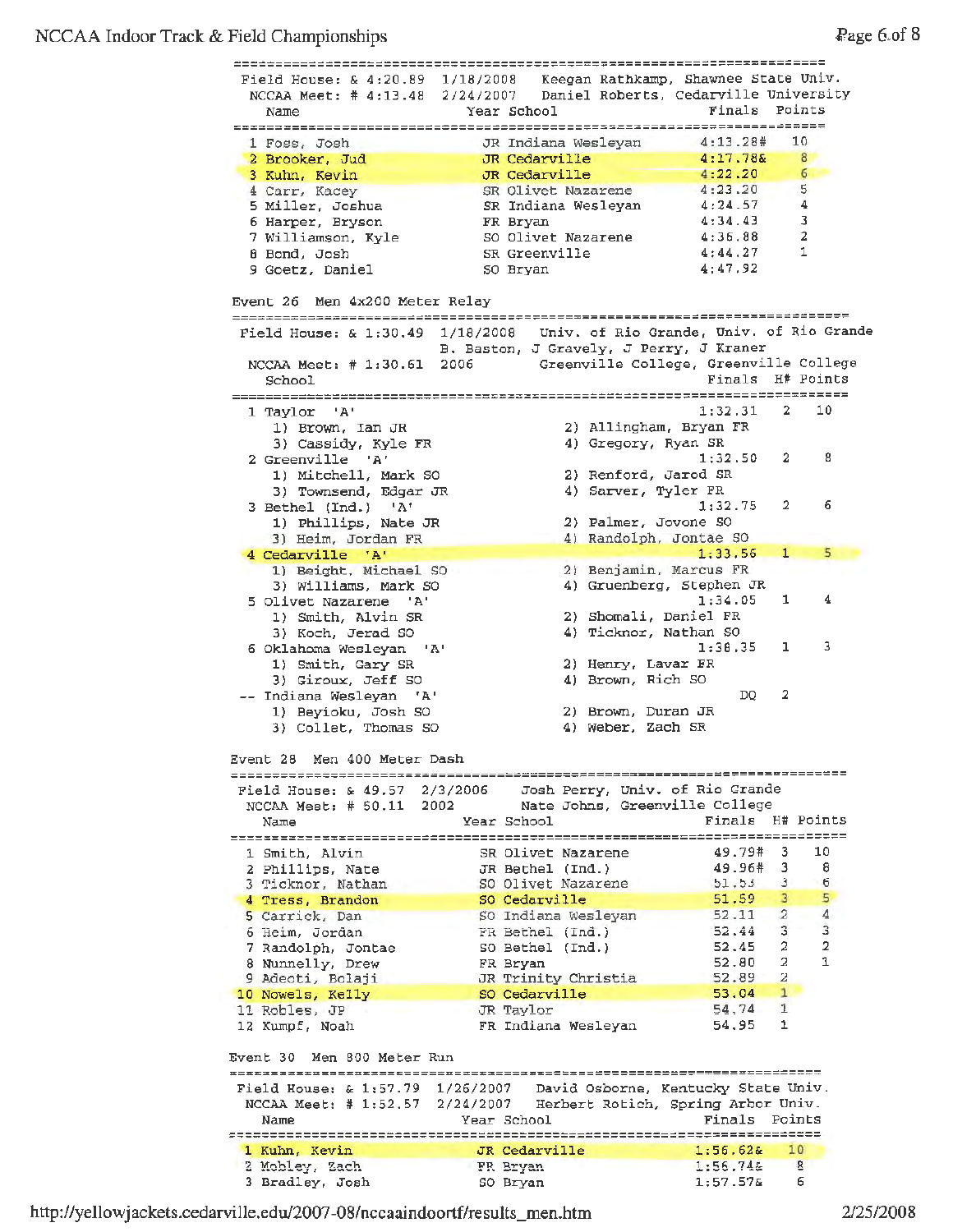Field House: & 4:20.89 1/18/2008 Keegan Rathkamp, Shawnee State Univ.
NCCAA Meet: # 4:13.48 2/24/2007 Daniel Roberts, Cedarville University

| Place | Name | Year | School | Finals | Points |
|---|---|---|---|---|---|
| 1 | Foss, Josh | JR | Indiana Wesleyan | 4:13.28# | 10 |
| 2 | Brooker, Jud | JR | Cedarville | 4:17.78& | 8 |
| 3 | Kuhn, Kevin | JR | Cedarville | 4:22.20 | 6 |
| 4 | Carr, Kacey | SR | Olivet Nazarene | 4:23.20 | 5 |
| 5 | Miller, Joshua | SR | Indiana Wesleyan | 4:24.57 | 4 |
| 6 | Harper, Bryson | FR | Bryan | 4:34.43 | 3 |
| 7 | Williamson, Kyle | SO | Olivet Nazarene | 4:36.88 | 2 |
| 8 | Bond, Josh | SR | Greenville | 4:44.27 | 1 |
| 9 | Goetz, Daniel | SO | Bryan | 4:47.92 | |

## Event 26 Men 4x200 Meter Relay

Field House: & 1:30.49 1/18/2008 Univ. of Rio Grande, Univ. of Rio Grande
B. Baston, J Gravely, J Perry, J Kraner
NCCAA Meet: # 1:30.61 2006 Greenville College, Greenville College

| Place | School | Finals | H# | Points |
|---|---|---|---|---|
| 1 | Taylor 'A' | 1:32.31 | 2 | 10 |
| | 1) Brown, Ian JR; 2) Allingham, Bryan FR; 3) Cassidy, Kyle FR; 4) Gregory, Ryan SR | | | |
| 2 | Greenville 'A' | 1:32.50 | 2 | 8 |
| | 1) Mitchell, Mark SO; 2) Renford, Jarod SR; 3) Townsend, Edgar JR; 4) Sarver, Tyler FR | | | |
| 3 | Bethel (Ind.) 'A' | 1:32.75 | 2 | 6 |
| | 1) Phillips, Nate JR; 2) Palmer, Jovone SO; 3) Heim, Jordan FR; 4) Randolph, Jontae SO | | | |
| 4 | Cedarville 'A' | 1:33.56 | 1 | 5 |
| | 1) Beight, Michael SO; 2) Benjamin, Marcus FR; 3) Williams, Mark SO; 4) Gruenberg, Stephen JR | | | |
| 5 | Olivet Nazarene 'A' | 1:34.05 | 1 | 4 |
| | 1) Smith, Alvin SR; 2) Shomali, Daniel FR; 3) Koch, Jerad SO; 4) Ticknor, Nathan SO | | | |
| 6 | Oklahoma Wesleyan 'A' | 1:38.35 | 1 | 3 |
| | 1) Smith, Gary SR; 2) Henry, Lavar FR; 3) Giroux, Jeff SO; 4) Brown, Rich SO | | | |
| -- | Indiana Wesleyan 'A' | DQ | 2 | |
| | 1) Beyioku, Josh SO; 2) Brown, Duran JR; 3) Collet, Thomas SO; 4) Weber, Zach SR | | | |

## Event 28 Men 400 Meter Dash

Field House: & 49.57 2/3/2006 Josh Perry, Univ. of Rio Grande
NCCAA Meet: # 50.11 2002 Nate Johns, Greenville College

| Place | Name | Year | School | Finals | H# | Points |
|---|---|---|---|---|---|---|
| 1 | Smith, Alvin | SR | Olivet Nazarene | 49.79# | 3 | 10 |
| 2 | Phillips, Nate | JR | Bethel (Ind.) | 49.96# | 3 | 8 |
| 3 | Ticknor, Nathan | SO | Olivet Nazarene | 51.53 | 3 | 6 |
| 4 | Tress, Brandon | SO | Cedarville | 51.59 | 3 | 5 |
| 5 | Carrick, Dan | SO | Indiana Wesleyan | 52.11 | 2 | 4 |
| 6 | Heim, Jordan | FR | Bethel (Ind.) | 52.44 | 3 | 3 |
| 7 | Randolph, Jontae | SO | Bethel (Ind.) | 52.45 | 2 | 2 |
| 8 | Nunnelly, Drew | FR | Bryan | 52.80 | 2 | 1 |
| 9 | Adeoti, Bolaji | JR | Trinity Christia | 52.89 | 2 | |
| 10 | Nowels, Kelly | SO | Cedarville | 53.04 | 1 | |
| 11 | Robles, JP | JR | Taylor | 54.74 | 1 | |
| 12 | Kumpf, Noah | FR | Indiana Wesleyan | 54.95 | 1 | |

## Event 30 Men 800 Meter Run

Field House: & 1:57.79 1/26/2007 David Osborne, Kentucky State Univ.
NCCAA Meet: # 1:52.57 2/24/2007 Herbert Rotich, Spring Arbor Univ.

| Place | Name | Year | School | Finals | Points |
|---|---|---|---|---|---|
| 1 | Kuhn, Kevin | JR | Cedarville | 1:56.62& | 10 |
| 2 | Mobley, Zach | FR | Bryan | 1:56.74& | 8 |
| 3 | Bradley, Josh | SO | Bryan | 1:57.57& | 6 |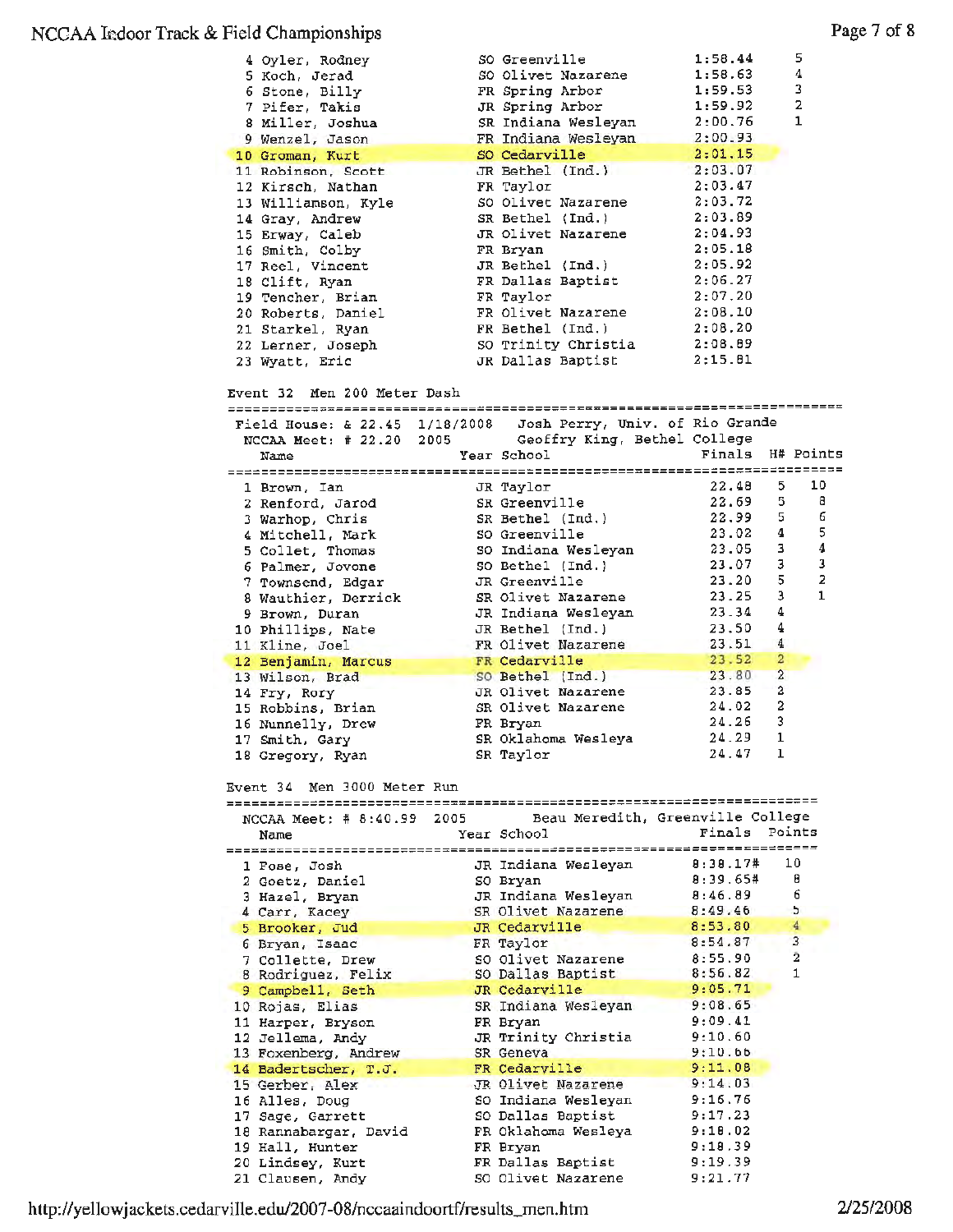| Place | Name | Year | School | Finals | Points |
|---|---|---|---|---|---|
| 4 | Oyler, Rodney | SO | Greenville | 1:58.44 | 5 |
| 5 | Koch, Jerad | SO | Olivet Nazarene | 1:58.63 | 4 |
| 6 | Stone, Billy | FR | Spring Arbor | 1:59.53 | 3 |
| 7 | Pifer, Takis | JR | Spring Arbor | 1:59.92 | 2 |
| 8 | Miller, Joshua | SR | Indiana Wesleyan | 2:00.76 | 1 |
| 9 | Wenzel, Jason | FR | Indiana Wesleyan | 2:00.93 | |
| 10 | Groman, Kurt | SO | Cedarville | 2:01.15 | |
| 11 | Robinson, Scott | JR | Bethel (Ind.) | 2:03.07 | |
| 12 | Kirsch, Nathan | FR | Taylor | 2:03.47 | |
| 13 | Williamson, Kyle | SO | Olivet Nazarene | 2:03.72 | |
| 14 | Gray, Andrew | SR | Bethel (Ind.) | 2:03.89 | |
| 15 | Erway, Caleb | JR | Olivet Nazarene | 2:04.93 | |
| 16 | Smith, Colby | FR | Bryan | 2:05.18 | |
| 17 | Reel, Vincent | JR | Bethel (Ind.) | 2:05.92 | |
| 18 | Clift, Ryan | FR | Dallas Baptist | 2:06.27 | |
| 19 | Tencher, Brian | FR | Taylor | 2:07.20 | |
| 20 | Roberts, Daniel | FR | Olivet Nazarene | 2:08.10 | |
| 21 | Starkel, Ryan | FR | Bethel (Ind.) | 2:08.20 | |
| 22 | Lerner, Joseph | SO | Trinity Christia | 2:08.89 | |
| 23 | Wyatt, Eric | JR | Dallas Baptist | 2:15.81 | |

## Event 32 Men 200 Meter Dash

Field House: & 22.45 1/18/2008 Josh Perry, Univ. of Rio Grande
NCCAA Meet: # 22.20 2005 Geoffry King, Bethel College

| Place | Name | Year | School | Finals | H# | Points |
|---|---|---|---|---|---|---|
| 1 | Brown, Ian | JR | Taylor | 22.48 | 5 | 10 |
| 2 | Renford, Jarod | SR | Greenville | 22.69 | 5 | 8 |
| 3 | Warhop, Chris | SR | Bethel (Ind.) | 22.99 | 5 | 6 |
| 4 | Mitchell, Mark | SO | Greenville | 23.02 | 4 | 5 |
| 5 | Collet, Thomas | SO | Indiana Wesleyan | 23.05 | 3 | 4 |
| 6 | Palmer, Jovone | SO | Bethel (Ind.) | 23.07 | 3 | 3 |
| 7 | Townsend, Edgar | JR | Greenville | 23.20 | 5 | 2 |
| 8 | Wauthier, Derrick | SR | Olivet Nazarene | 23.25 | 3 | 1 |
| 9 | Brown, Duran | JR | Indiana Wesleyan | 23.34 | 4 | |
| 10 | Phillips, Nate | JR | Bethel (Ind.) | 23.50 | 4 | |
| 11 | Kline, Joel | FR | Olivet Nazarene | 23.51 | 4 | |
| 12 | Benjamin, Marcus | FR | Cedarville | 23.52 | 2 | |
| 13 | Wilson, Brad | SO | Bethel (Ind.) | 23.80 | 2 | |
| 14 | Fry, Rory | JR | Olivet Nazarene | 23.85 | 2 | |
| 15 | Robbins, Brian | SR | Olivet Nazarene | 24.02 | 2 | |
| 16 | Nunnelly, Drew | FR | Bryan | 24.26 | 3 | |
| 17 | Smith, Gary | SR | Oklahoma Wesleya | 24.29 | 1 | |
| 18 | Gregory, Ryan | SR | Taylor | 24.47 | 1 | |

## Event 34 Men 3000 Meter Run

NCCAA Meet: # 8:40.99 2005 Beau Meredith, Greenville College

| Place | Name | Year | School | Finals | Points |
|---|---|---|---|---|---|
| 1 | Pose, Josh | JR | Indiana Wesleyan | 8:38.17# | 10 |
| 2 | Goetz, Daniel | SO | Bryan | 8:39.65# | 8 |
| 3 | Hazel, Bryan | JR | Indiana Wesleyan | 8:46.89 | 6 |
| 4 | Carr, Kacey | SR | Olivet Nazarene | 8:49.46 | 5 |
| 5 | Brooker, Jud | JR | Cedarville | 8:53.80 | 4 |
| 6 | Bryan, Isaac | FR | Taylor | 8:54.87 | 3 |
| 7 | Collette, Drew | SO | Olivet Nazarene | 8:55.90 | 2 |
| 8 | Rodriguez, Felix | SO | Dallas Baptist | 8:56.82 | 1 |
| 9 | Campbell, Seth | JR | Cedarville | 9:05.71 | |
| 10 | Rojas, Elias | SR | Indiana Wesleyan | 9:08.65 | |
| 11 | Harper, Bryson | FR | Bryan | 9:09.41 | |
| 12 | Jellema, Andy | JR | Trinity Christia | 9:10.60 | |
| 13 | Foxenberg, Andrew | SR | Geneva | 9:10.66 | |
| 14 | Badertscher, T.J. | FR | Cedarville | 9:11.08 | |
| 15 | Gerber, Alex | JR | Olivet Nazarene | 9:14.03 | |
| 16 | Alles, Doug | SO | Indiana Wesleyan | 9:16.76 | |
| 17 | Sage, Garrett | SO | Dallas Baptist | 9:17.23 | |
| 18 | Rannabargar, David | FR | Oklahoma Wesleya | 9:18.02 | |
| 19 | Hall, Hunter | FR | Bryan | 9:18.39 | |
| 20 | Lindsey, Kurt | FR | Dallas Baptist | 9:19.39 | |
| 21 | Clausen, Andy | SO | Olivet Nazarene | 9:21.77 | |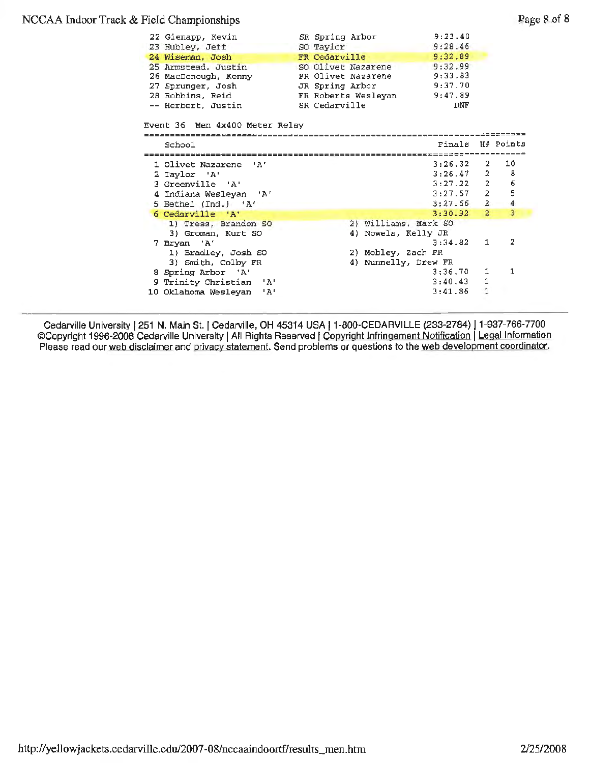| | | | |
|---|---|---|---|
| 22 | Gienapp, Kevin | SR Spring Arbor | 9:23.40 |
| 23 | Hubley, Jeff | SO Taylor | 9:28.46 |
| 24 | Wiseman, Josh | FR Cedarville | 9:32.89 |
| 25 | Armstead, Justin | SO Olivet Nazarene | 9:32.99 |
| 26 | MacDonough, Kenny | FR Olivet Nazarene | 9:33.83 |
| 27 | Sprunger, Josh | JR Spring Arbor | 9:37.70 |
| 28 | Robbins, Reid | FR Roberts Wesleyan | 9:47.89 |
| -- | Herbert, Justin | SR Cedarville | DNF |

Event 36 Men 4x400 Meter Relay

| | School | | Finals | H# | Points |
|---|---|---|---|---|---|
| 1 | Olivet Nazarene 'A' | | 3:26.32 | 2 | 10 |
| 2 | Taylor 'A' | | 3:26.47 | 2 | 8 |
| 3 | Greenville 'A' | | 3:27.22 | 2 | 6 |
| 4 | Indiana Wesleyan 'A' | | 3:27.57 | 2 | 5 |
| 5 | Bethel (Ind.) 'A' | | 3:27.66 | 2 | 4 |
| 6 | Cedarville 'A' | | 3:30.92 | 2 | 3 |
| | 1) Tress, Brandon SO | 2) Williams, Mark SO | | | |
| | 3) Groman, Kurt SO | 4) Nowels, Kelly JR | | | |
| 7 | Bryan 'A' | | 3:34.82 | 1 | 2 |
| | 1) Bradley, Josh SO | 2) Mobley, Zach FR | | | |
| | 3) Smith, Colby FR | 4) Nunnelly, Drew FR | | | |
| 8 | Spring Arbor 'A' | | 3:36.70 | 1 | 1 |
| 9 | Trinity Christian 'A' | | 3:40.43 | 1 | |
| 10 | Oklahoma Wesleyan 'A' | | 3:41.86 | 1 | |

Cedarville University | 251 N. Main St. | Cedarville, OH 45314 USA | 1-800-CEDARVILLE (233-2784) | 1-937-766-7700
©Copyright 1996-2008 Cedarville University | All Rights Reserved | Copyright Infringement Notification | Legal Information
Please read our web disclaimer and privacy statement. Send problems or questions to the web development coordinator.